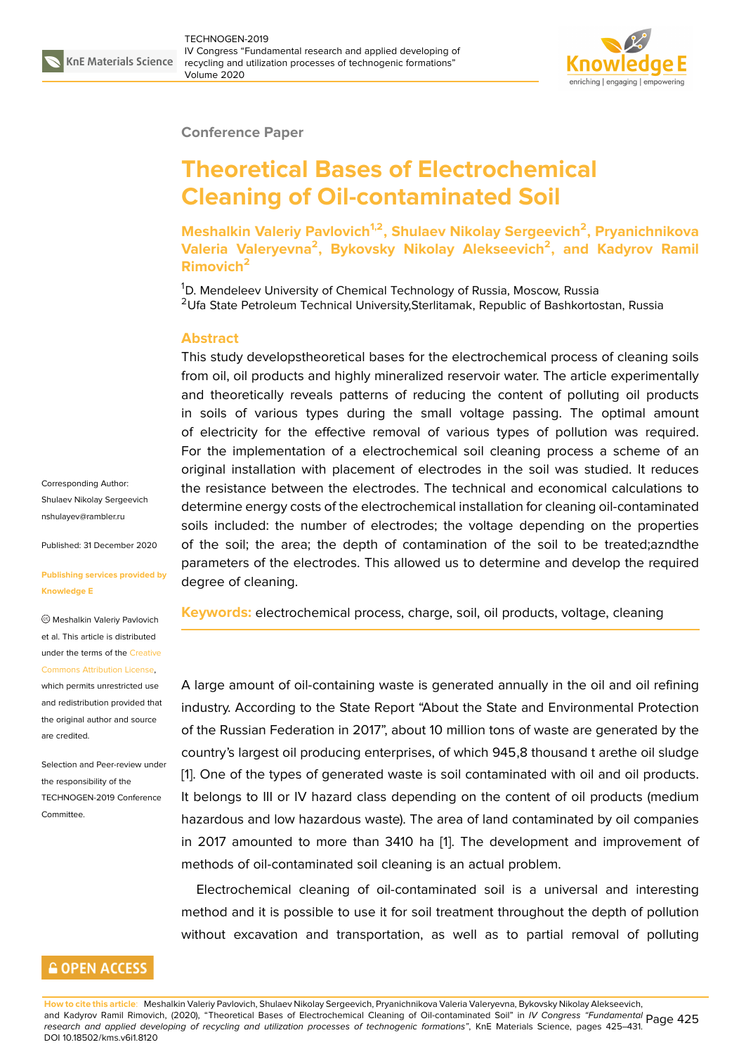Conference Paper

# Theoretical Bases of Electrochemical Cleaning of Oil-contaminated Soil

**Meshalkin Valeriy Pavlovich[1,2], Shulaev Nikolay Sergeevich[2], Pryanichnikova Valeria Valeryevna[2], Bykovsky Nikolay Alekseevich[2], and Kadyrov Ramil Rimovich[2]**

[1]D. Mendeleev University of Chemical Technology of Russia, Moscow, Russia
[2]Ufa State Petroleum Technical University,Sterlitamak, Republic of Bashkortostan, Russia

Corresponding Author: Shulaev Nikolay Sergeevich nshulayev@rambler.ru

Published: 31 December 2020

Publishing services provided by Knowledge E

Meshalkin Valeriy Pavlovich et al. This article is distributed under the terms of the Creative Commons Attribution License, which permits unrestricted use and redistribution provided that the original author and source are credited.

Selection and Peer-review under the responsibility of the TECHNOGEN-2019 Conference Committee.

## Abstract

This study developstheoretical bases for the electrochemical process of cleaning soils from oil, oil products and highly mineralized reservoir water. The article experimentally and theoretically reveals patterns of reducing the content of polluting oil products in soils of various types during the small voltage passing. The optimal amount of electricity for the effective removal of various types of pollution was required. For the implementation of a electrochemical soil cleaning process a scheme of an original installation with placement of electrodes in the soil was studied. It reduces the resistance between the electrodes. The technical and economical calculations to determine energy costs of the electrochemical installation for cleaning oil-contaminated soils included: the number of electrodes; the voltage depending on the properties of the soil; the area; the depth of contamination of the soil to be treated;azndthe parameters of the electrodes. This allowed us to determine and develop the required degree of cleaning.

**Keywords:** electrochemical process, charge, soil, oil products, voltage, cleaning

A large amount of oil-containing waste is generated annually in the oil and oil refining industry. According to the State Report "About the State and Environmental Protection of the Russian Federation in 2017", about 10 million tons of waste are generated by the country's largest oil producing enterprises, of which 945,8 thousand t arethe oil sludge [1]. One of the types of generated waste is soil contaminated with oil and oil products. It belongs to III or IV hazard class depending on the content of oil products (medium hazardous and low hazardous waste). The area of land contaminated by oil companies in 2017 amounted to more than 3410 ha [1]. The development and improvement of methods of oil-contaminated soil cleaning is an actual problem.

Electrochemical cleaning of oil-contaminated soil is a universal and interesting method and it is possible to use it for soil treatment throughout the depth of pollution without excavation and transportation, as well as to partial removal of polluting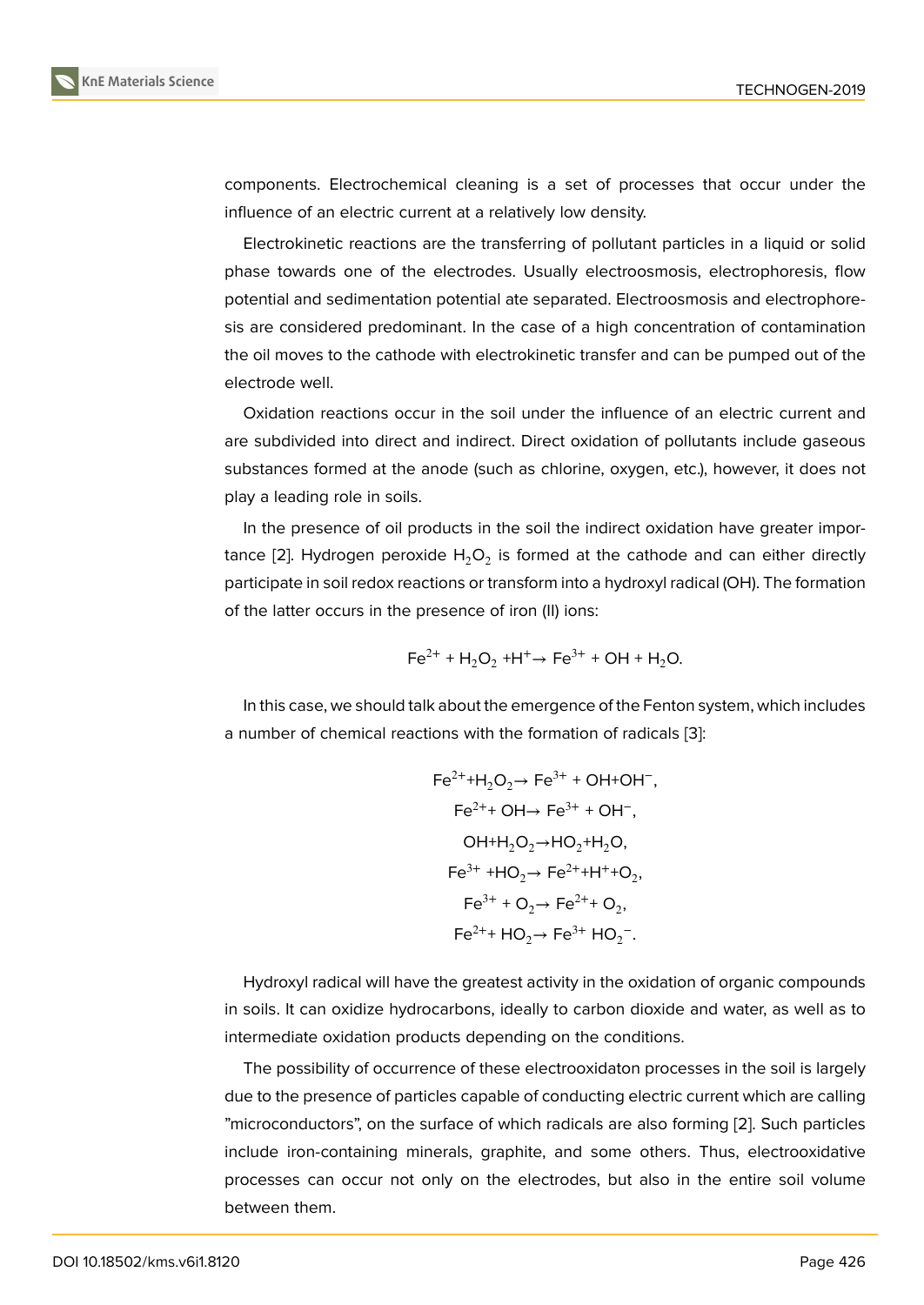components. Electrochemical cleaning is a set of processes that occur under the influence of an electric current at a relatively low density.

Electrokinetic reactions are the transferring of pollutant particles in a liquid or solid phase towards one of the electrodes. Usually electroosmosis, electrophoresis, flow potential and sedimentation potential ate separated. Electroosmosis and electrophoresis are considered predominant. In the case of a high concentration of contamination the oil moves to the cathode with electrokinetic transfer and can be pumped out of the electrode well.

Oxidation reactions occur in the soil under the influence of an electric current and are subdivided into direct and indirect. Direct oxidation of pollutants include gaseous substances formed at the anode (such as chlorine, oxygen, etc.), however, it does not play a leading role in soils.

In the presence of oil products in the soil the indirect oxidation have greater importance [2]. Hydrogen peroxide $H_2O_2$ is formed at the cathode and can either directly participate in soil redox reactions or transform into a hydroxyl radical (OH). The formation of the latter occurs in the presence of iron (II) ions:

$$Fe^{2+} + H_2O_2 + H^+ \rightarrow Fe^{3+} + OH + H_2O.$$

In this case, we should talk about the emergence of the Fenton system, which includes a number of chemical reactions with the formation of radicals [3]:

$$Fe^{2+} + H_2O_2 \rightarrow Fe^{3+} + OH + OH^-,$$

$$Fe^{2+} + OH \rightarrow Fe^{3+} + OH^-,$$

$$OH + H_2O_2 \rightarrow HO_2 + H_2O,$$

$$Fe^{3+} + HO_2 \rightarrow Fe^{2+} + H^+ + O_2,$$

$$Fe^{3+} + O_2 \rightarrow Fe^{2+} + O_2,$$

$$Fe^{2+} + HO_2 \rightarrow Fe^{3+}\ HO_2^-.$$

Hydroxyl radical will have the greatest activity in the oxidation of organic compounds in soils. It can oxidize hydrocarbons, ideally to carbon dioxide and water, as well as to intermediate oxidation products depending on the conditions.

The possibility of occurrence of these electrooxidaton processes in the soil is largely due to the presence of particles capable of conducting electric current which are calling "microconductors", on the surface of which radicals are also forming [2]. Such particles include iron-containing minerals, graphite, and some others. Thus, electrooxidative processes can occur not only on the electrodes, but also in the entire soil volume between them.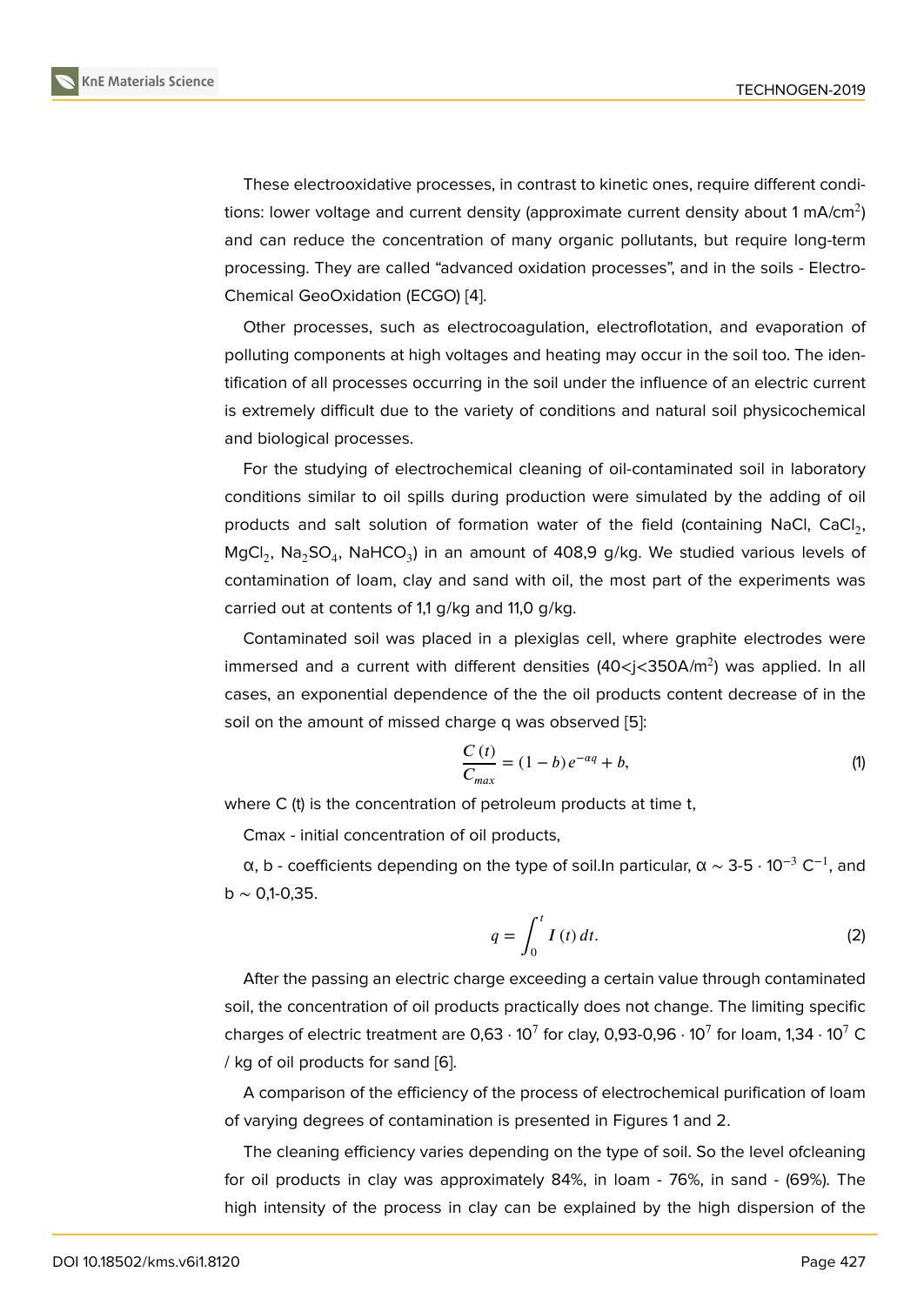These electrooxidative processes, in contrast to kinetic ones, require different conditions: lower voltage and current density (approximate current density about 1 $mA/cm^2$) and can reduce the concentration of many organic pollutants, but require long-term processing. They are called "advanced oxidation processes", and in the soils - ElectroChemical GeoOxidation (ECGO) [4].

Other processes, such as electrocoagulation, electroflotation, and evaporation of polluting components at high voltages and heating may occur in the soil too. The identification of all processes occurring in the soil under the influence of an electric current is extremely difficult due to the variety of conditions and natural soil physicochemical and biological processes.

For the studying of electrochemical cleaning of oil-contaminated soil in laboratory conditions similar to oil spills during production were simulated by the adding of oil products and salt solution of formation water of the field (containing NaCl, $CaCl_2$, $MgCl_2$, $Na_2SO_4$, $NaHCO_3$) in an amount of 408,9 g/kg. We studied various levels of contamination of loam, clay and sand with oil, the most part of the experiments was carried out at contents of 1,1 g/kg and 11,0 g/kg.

Contaminated soil was placed in a plexiglas cell, where graphite electrodes were immersed and a current with different densities ($40<j<350 A/m^2$) was applied. In all cases, an exponential dependence of the the oil products content decrease of in the soil on the amount of missed charge q was observed [5]:

$$\frac{C\,(t)}{C_{max}} = (1-b)\,e^{-\alpha q} + b, \tag{1}$$

where C (t) is the concentration of petroleum products at time t,

Cmax - initial concentration of oil products,

α, b - coefficients depending on the type of soil.In particular, $\alpha \sim 3\text{-}5 \cdot 10^{-3}\ C^{-1}$, and b ~ 0,1-0,35.

$$q = \int_0^t I\,(t)\,dt. \tag{2}$$

After the passing an electric charge exceeding a certain value through contaminated soil, the concentration of oil products practically does not change. The limiting specific charges of electric treatment are $0{,}63 \cdot 10^7$ for clay, $0{,}93\text{-}0{,}96 \cdot 10^7$ for loam, $1{,}34 \cdot 10^7$ C / kg of oil products for sand [6].

A comparison of the efficiency of the process of electrochemical purification of loam of varying degrees of contamination is presented in Figures 1 and 2.

The cleaning efficiency varies depending on the type of soil. So the level ofcleaning for oil products in clay was approximately 84%, in loam - 76%, in sand - (69%). The high intensity of the process in clay can be explained by the high dispersion of the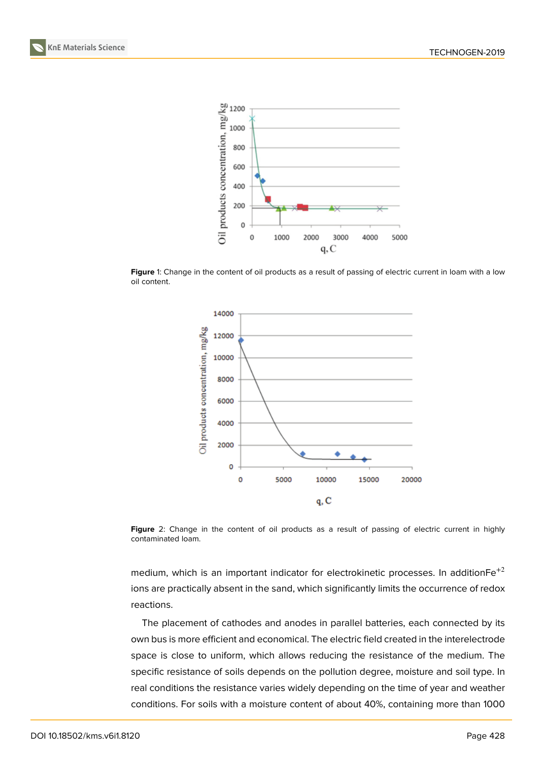**Figure** 1: Change in the content of oil products as a result of passing of electric current in loam with a low oil content.

**Figure** 2: Change in the content of oil products as a result of passing of electric current in highly contaminated loam.

medium, which is an important indicator for electrokinetic processes. In addition$Fe^{+2}$ ions are practically absent in the sand, which significantly limits the occurrence of redox reactions.

The placement of cathodes and anodes in parallel batteries, each connected by its own bus is more efficient and economical. The electric field created in the interelectrode space is close to uniform, which allows reducing the resistance of the medium. The specific resistance of soils depends on the pollution degree, moisture and soil type. In real conditions the resistance varies widely depending on the time of year and weather conditions. For soils with a moisture content of about 40%, containing more than 1000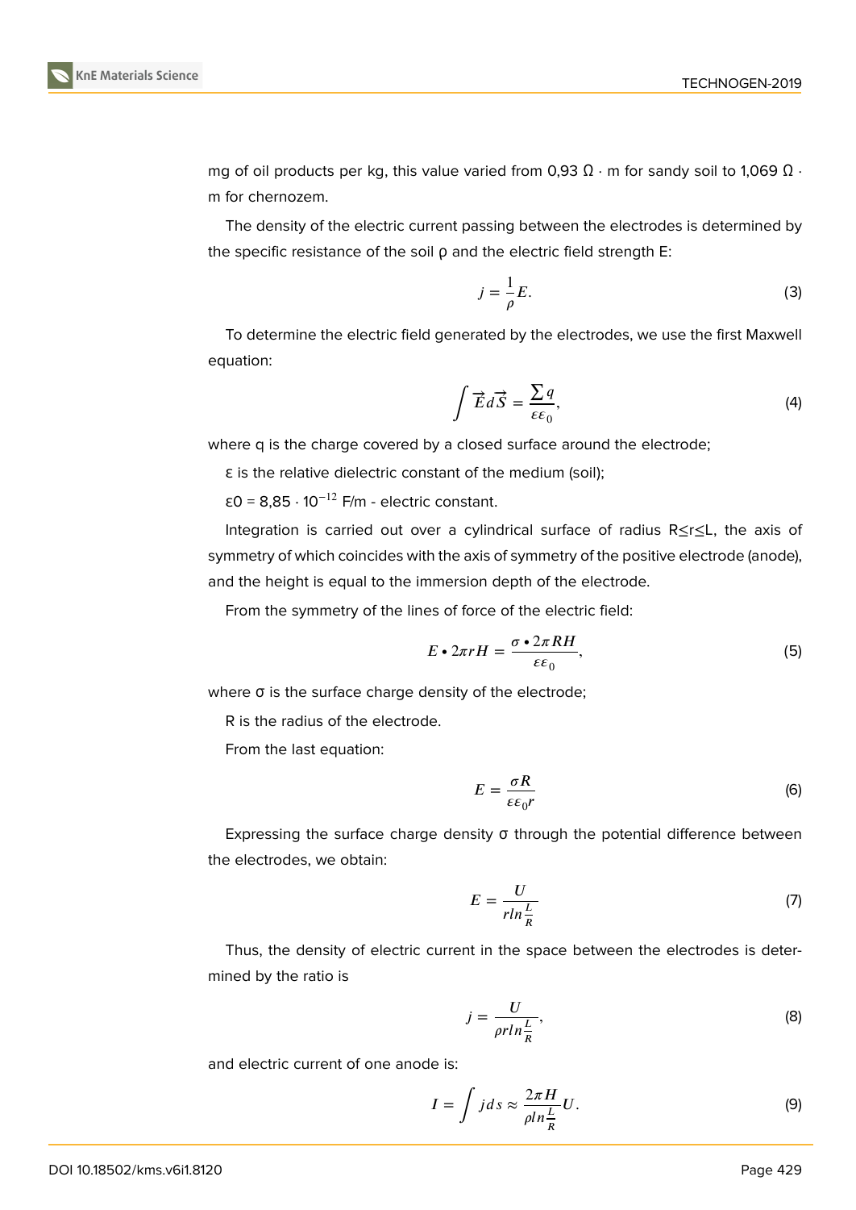mg of oil products per kg, this value varied from 0,93 Ω · m for sandy soil to 1,069 Ω · m for chernozem.

The density of the electric current passing between the electrodes is determined by the specific resistance of the soil ρ and the electric field strength E:

$$j = \frac{1}{\rho}E. \tag{3}$$

To determine the electric field generated by the electrodes, we use the first Maxwell equation:

$$\int \vec{E}d\vec{S} = \frac{\sum q}{\varepsilon\varepsilon_0}, \tag{4}$$

where q is the charge covered by a closed surface around the electrode;

ε is the relative dielectric constant of the medium (soil);

$\varepsilon_0$ = 8,85 · $10^{-12}$ F/m - electric constant.

Integration is carried out over a cylindrical surface of radius R≤r≤L, the axis of symmetry of which coincides with the axis of symmetry of the positive electrode (anode), and the height is equal to the immersion depth of the electrode.

From the symmetry of the lines of force of the electric field:

$$E \bullet 2\pi rH = \frac{\sigma \bullet 2\pi RH}{\varepsilon\varepsilon_0}, \tag{5}$$

where σ is the surface charge density of the electrode;

R is the radius of the electrode.

From the last equation:

$$E = \frac{\sigma R}{\varepsilon\varepsilon_0 r} \tag{6}$$

Expressing the surface charge density σ through the potential difference between the electrodes, we obtain:

$$E = \frac{U}{r ln\frac{L}{R}} \tag{7}$$

Thus, the density of electric current in the space between the electrodes is determined by the ratio is

$$j = \frac{U}{\rho r ln\frac{L}{R}}, \tag{8}$$

and electric current of one anode is:

$$I = \int j ds \approx \frac{2\pi H}{\rho ln\frac{L}{R}}U. \tag{9}$$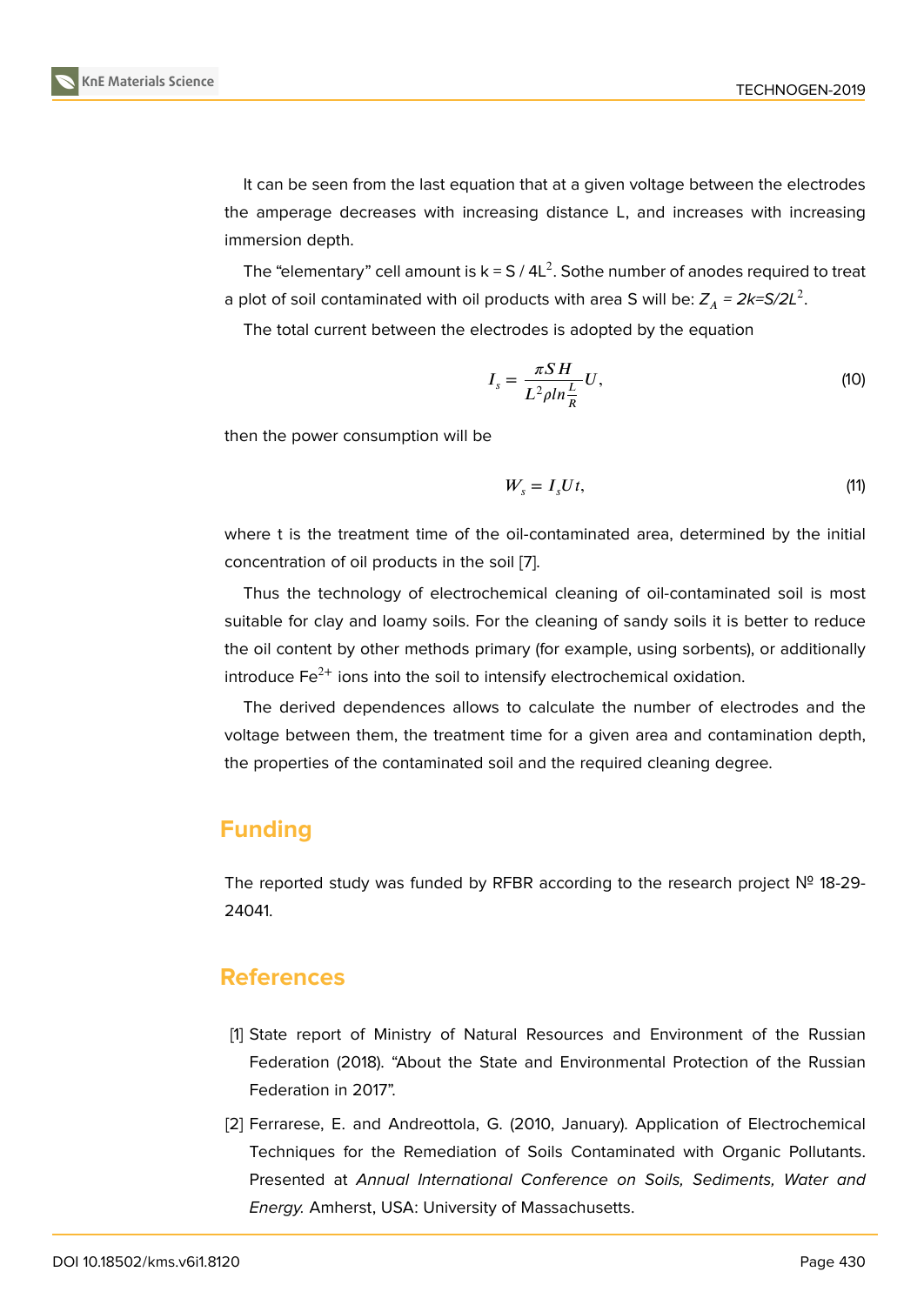It can be seen from the last equation that at a given voltage between the electrodes the amperage decreases with increasing distance L, and increases with increasing immersion depth.

The "elementary" cell amount is $k = S / 4L^2$. Sothe number of anodes required to treat a plot of soil contaminated with oil products with area S will be: $Z_A = 2k = S/2L^2$.

The total current between the electrodes is adopted by the equation

$$I_s = \frac{\pi S H}{L^2 \rho ln\frac{L}{R}} U, \tag{10}$$

then the power consumption will be

$$W_s = I_s U t, \tag{11}$$

where t is the treatment time of the oil-contaminated area, determined by the initial concentration of oil products in the soil [7].

Thus the technology of electrochemical cleaning of oil-contaminated soil is most suitable for clay and loamy soils. For the cleaning of sandy soils it is better to reduce the oil content by other methods primary (for example, using sorbents), or additionally introduce $Fe^{2+}$ ions into the soil to intensify electrochemical oxidation.

The derived dependences allows to calculate the number of electrodes and the voltage between them, the treatment time for a given area and contamination depth, the properties of the contaminated soil and the required cleaning degree.

## Funding

The reported study was funded by RFBR according to the research project № 18-29-24041.

## References

[1] State report of Ministry of Natural Resources and Environment of the Russian Federation (2018). "About the State and Environmental Protection of the Russian Federation in 2017".

[2] Ferrarese, E. and Andreottola, G. (2010, January). Application of Electrochemical Techniques for the Remediation of Soils Contaminated with Organic Pollutants. Presented at *Annual International Conference on Soils, Sediments, Water and Energy.* Amherst, USA: University of Massachusetts.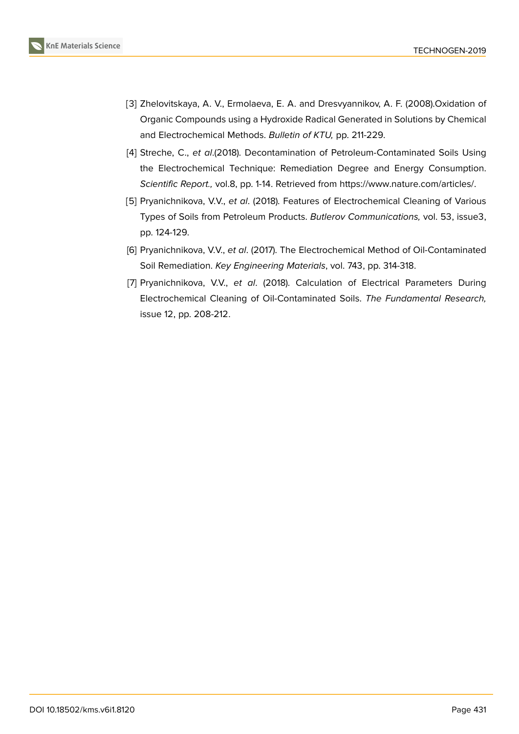[3] Zhelovitskaya, A. V., Ermolaeva, E. A. and Dresvyannikov, A. F. (2008).Oxidation of Organic Compounds using a Hydroxide Radical Generated in Solutions by Chemical and Electrochemical Methods. *Bulletin of KTU,* pp. 211-229.

[4] Streche, C., *et al*.(2018). Decontamination of Petroleum-Contaminated Soils Using the Electrochemical Technique: Remediation Degree and Energy Consumption. *Scientific Report.,* vol.8, pp. 1-14. Retrieved from https://www.nature.com/articles/.

[5] Pryanichnikova, V.V., *et al*. (2018). Features of Electrochemical Cleaning of Various Types of Soils from Petroleum Products. *Butlerov Communications,* vol. 53, issue3, pp. 124-129.

[6] Pryanichnikova, V.V., *et al*. (2017). The Electrochemical Method of Oil-Contaminated Soil Remediation. *Key Engineering Materials*, vol. 743, pp. 314-318.

[7] Pryanichnikova, V.V., *et al*. (2018). Calculation of Electrical Parameters During Electrochemical Cleaning of Oil-Contaminated Soils. *The Fundamental Research,* issue 12, pp. 208-212.